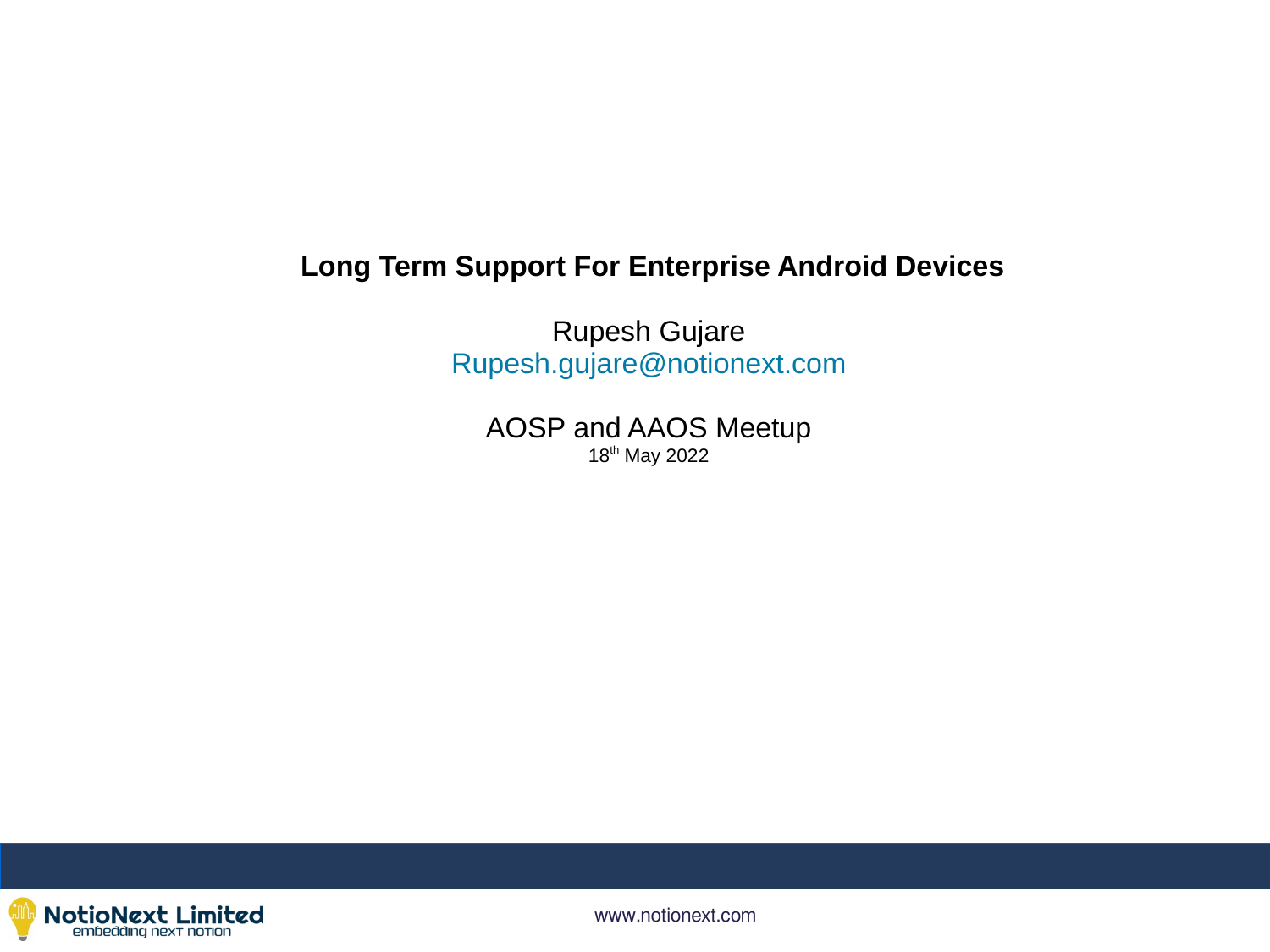# Long Term Support For Enterprise Android Devices

Rupesh Gujare
Rupesh.gujare@notionext.com

AOSP and AAOS Meetup
18th May 2022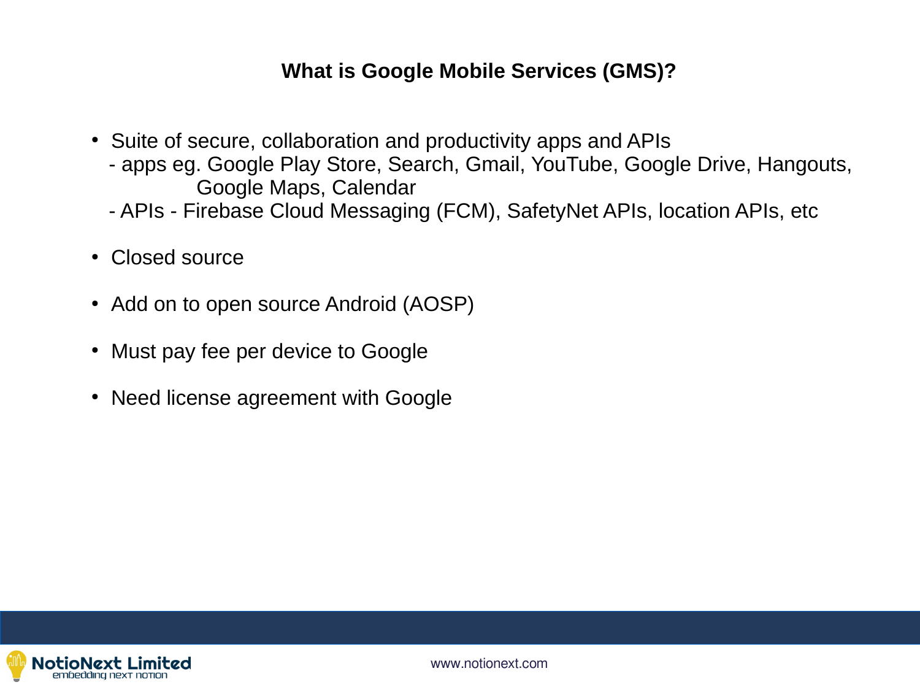## What is Google Mobile Services (GMS)?

- Suite of secure, collaboration and productivity apps and APIs
  - apps eg. Google Play Store, Search, Gmail, YouTube, Google Drive, Hangouts, Google Maps, Calendar
  - APIs - Firebase Cloud Messaging (FCM), SafetyNet APIs, location APIs, etc
- Closed source
- Add on to open source Android (AOSP)
- Must pay fee per device to Google
- Need license agreement with Google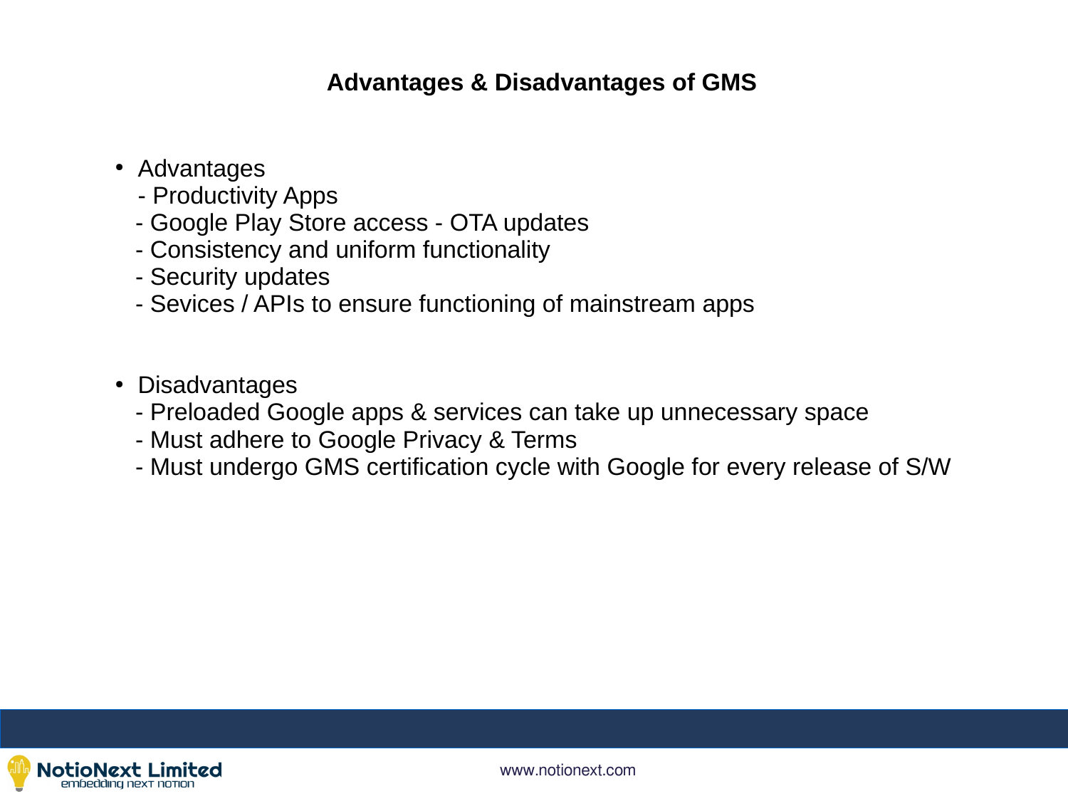## Advantages & Disadvantages of GMS

- Advantages
  - Productivity Apps
  - Google Play Store access - OTA updates
  - Consistency and uniform functionality
  - Security updates
  - Sevices / APIs to ensure functioning of mainstream apps

- Disadvantages
  - Preloaded Google apps & services can take up unnecessary space
  - Must adhere to Google Privacy & Terms
  - Must undergo GMS certification cycle with Google for every release of S/W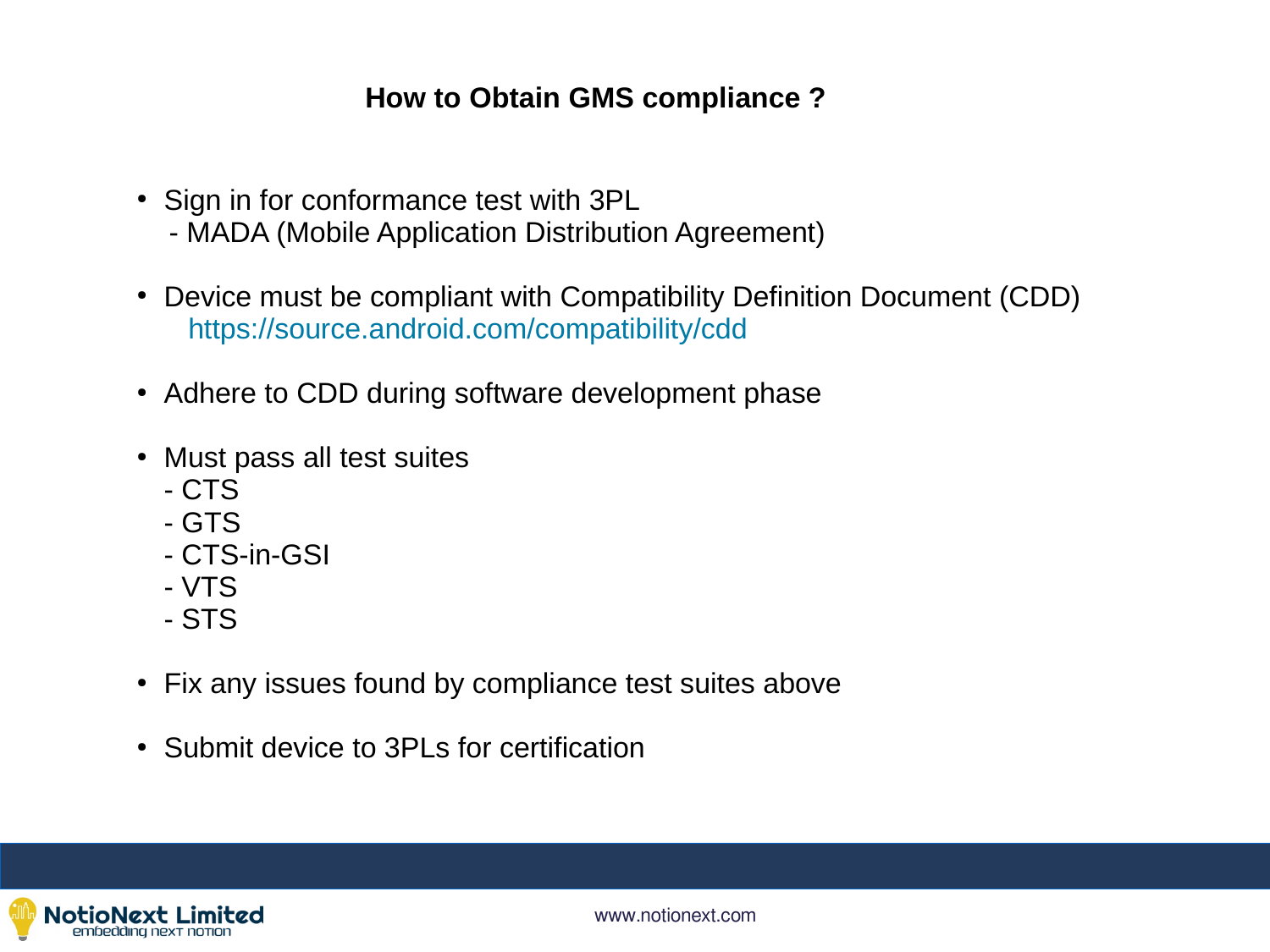# How to Obtain GMS compliance ?

- Sign in for conformance test with 3PL
  - MADA (Mobile Application Distribution Agreement)

- Device must be compliant with Compatibility Definition Document (CDD)
  https://source.android.com/compatibility/cdd

- Adhere to CDD during software development phase

- Must pass all test suites
  - CTS
  - GTS
  - CTS-in-GSI
  - VTS
  - STS

- Fix any issues found by compliance test suites above

- Submit device to 3PLs for certification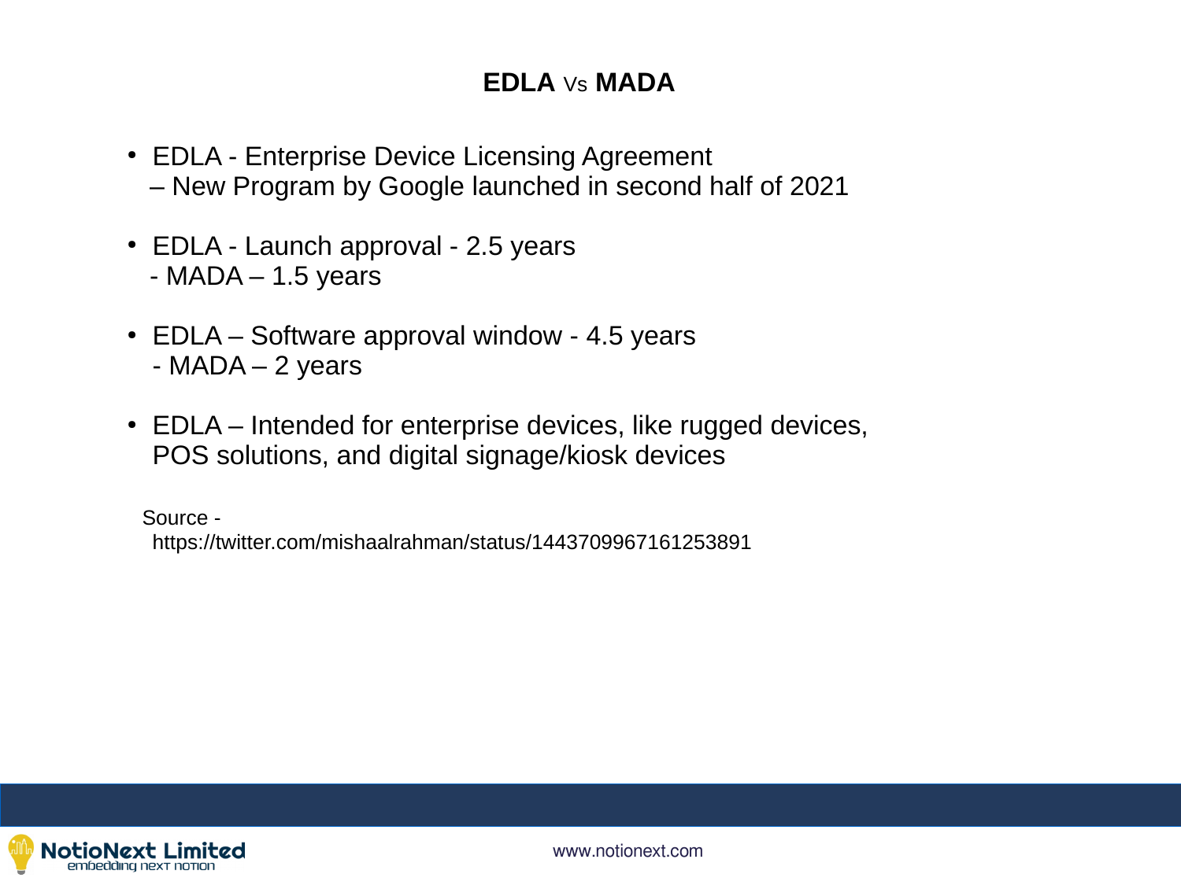# EDLA Vs MADA

- EDLA - Enterprise Device Licensing Agreement
  – New Program by Google launched in second half of 2021

- EDLA - Launch approval - 2.5 years
  - MADA – 1.5 years

- EDLA – Software approval window - 4.5 years
  - MADA – 2 years

- EDLA – Intended for enterprise devices, like rugged devices, POS solutions, and digital signage/kiosk devices

Source -
https://twitter.com/mishaalrahman/status/1443709967161253891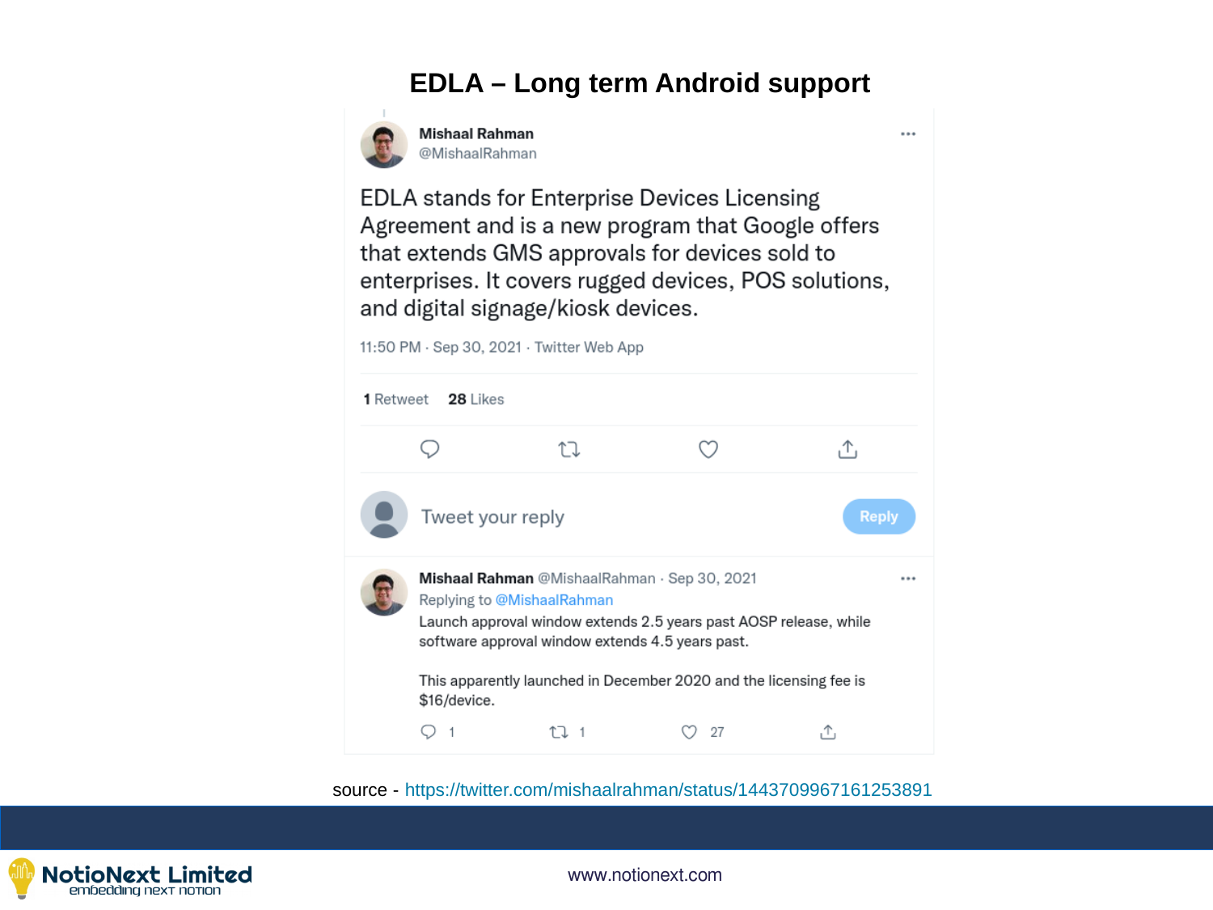# EDLA – Long term Android support

**Mishaal Rahman**
@MishaalRahman

EDLA stands for Enterprise Devices Licensing Agreement and is a new program that Google offers that extends GMS approvals for devices sold to enterprises. It covers rugged devices, POS solutions, and digital signage/kiosk devices.

11:50 PM · Sep 30, 2021 · Twitter Web App

**1** Retweet **28** Likes

Tweet your reply

Reply

**Mishaal Rahman** @MishaalRahman · Sep 30, 2021
Replying to @MishaalRahman
Launch approval window extends 2.5 years past AOSP release, while software approval window extends 4.5 years past.

This apparently launched in December 2020 and the licensing fee is $16/device.

1 1 27

source - https://twitter.com/mishaalrahman/status/1443709967161253891

www.notionext.com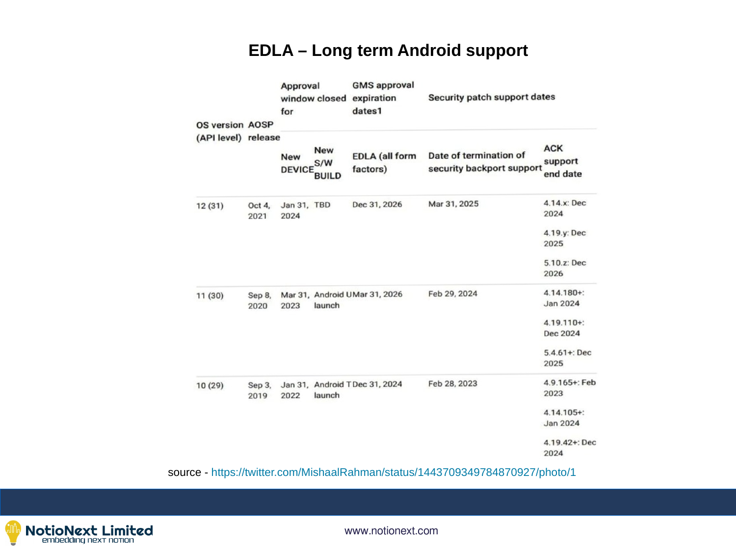# EDLA – Long term Android support

| OS version (API level) | AOSP release | Approval window closed for | | GMS approval expiration dates1 | Security patch support dates | |
|---|---|---|---|---|---|---|
| | | New DEVICE | New S/W BUILD | EDLA (all form factors) | Date of termination of security backport support | ACK support end date |
| 12 (31) | Oct 4, 2021 | Jan 31, 2024 | TBD | Dec 31, 2026 | Mar 31, 2025 | 4.14.x: Dec 2024<br>4.19.y: Dec 2025<br>5.10.z: Dec 2026 |
| 11 (30) | Sep 8, 2020 | Mar 31, 2023 | Android U launch | Mar 31, 2026 | Feb 29, 2024 | 4.14.180+: Jan 2024<br>4.19.110+: Dec 2024<br>5.4.61+: Dec 2025 |
| 10 (29) | Sep 3, 2019 | Jan 31, 2022 | Android T launch | Dec 31, 2024 | Feb 28, 2023 | 4.9.165+: Feb 2023<br>4.14.105+: Jan 2024<br>4.19.42+: Dec 2024 |

source - https://twitter.com/MishaalRahman/status/1443709349784870927/photo/1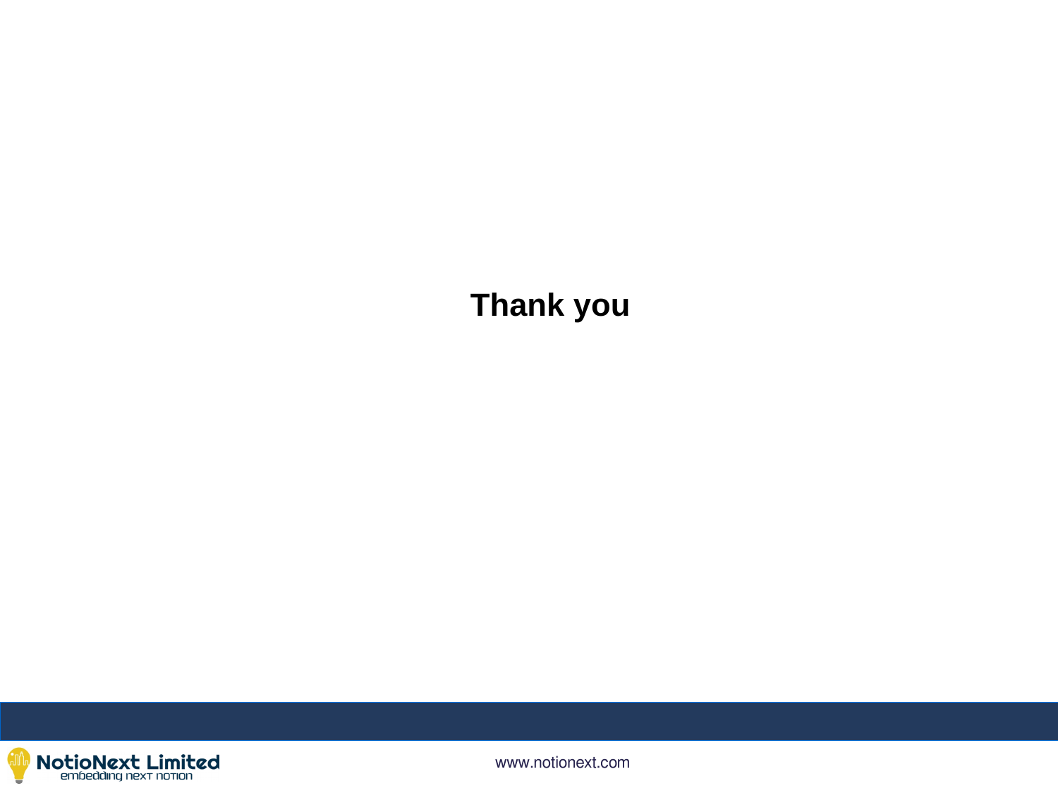**Thank you**